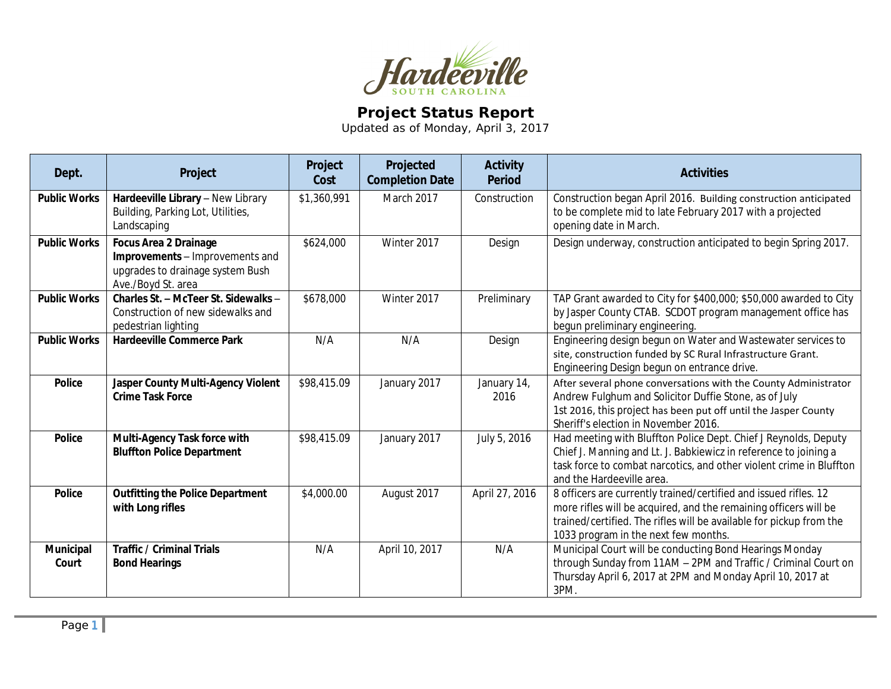Hardeeville
SOUTH CAROLINA

# Project Status Report

Updated as of Monday, April 3, 2017

| Dept. | Project | Project Cost | Projected Completion Date | Activity Period | Activities |
|---|---|---|---|---|---|
| **Public Works** | **Hardeeville Library** – New Library Building, Parking Lot, Utilities, Landscaping | $1,360,991 | March 2017 | Construction | Construction began April 2016. Building construction anticipated to be complete mid to late February 2017 with a projected opening date in March. |
| **Public Works** | **Focus Area 2 Drainage Improvements** – Improvements and upgrades to drainage system Bush Ave./Boyd St. area | $624,000 | Winter 2017 | Design | Design underway, construction anticipated to begin Spring 2017. |
| **Public Works** | **Charles St. – McTeer St. Sidewalks** – Construction of new sidewalks and pedestrian lighting | $678,000 | Winter 2017 | Preliminary | TAP Grant awarded to City for $400,000; $50,000 awarded to City by Jasper County CTAB. SCDOT program management office has begun preliminary engineering. |
| **Public Works** | **Hardeeville Commerce Park** | N/A | N/A | Design | Engineering design begun on Water and Wastewater services to site, construction funded by SC Rural Infrastructure Grant. Engineering Design begun on entrance drive. |
| **Police** | **Jasper County Multi-Agency Violent Crime Task Force** | $98,415.09 | January 2017 | January 14, 2016 | After several phone conversations with the County Administrator Andrew Fulghum and Solicitor Duffie Stone, as of July 1st 2016, this project has been put off until the Jasper County Sheriff's election in November 2016. |
| **Police** | **Multi-Agency Task force with Bluffton Police Department** | $98,415.09 | January 2017 | July 5, 2016 | Had meeting with Bluffton Police Dept. Chief J Reynolds, Deputy Chief J. Manning and Lt. J. Babkiewicz in reference to joining a task force to combat narcotics, and other violent crime in Bluffton and the Hardeeville area. |
| **Police** | **Outfitting the Police Department with Long rifles** | $4,000.00 | August 2017 | April 27, 2016 | 8 officers are currently trained/certified and issued rifles. 12 more rifles will be acquired, and the remaining officers will be trained/certified. The rifles will be available for pickup from the 1033 program in the next few months. |
| **Municipal Court** | **Traffic / Criminal Trials Bond Hearings** | N/A | April 10, 2017 | N/A | Municipal Court will be conducting Bond Hearings Monday through Sunday from 11AM – 2PM and Traffic / Criminal Court on Thursday April 6, 2017 at 2PM and Monday April 10, 2017 at 3PM. |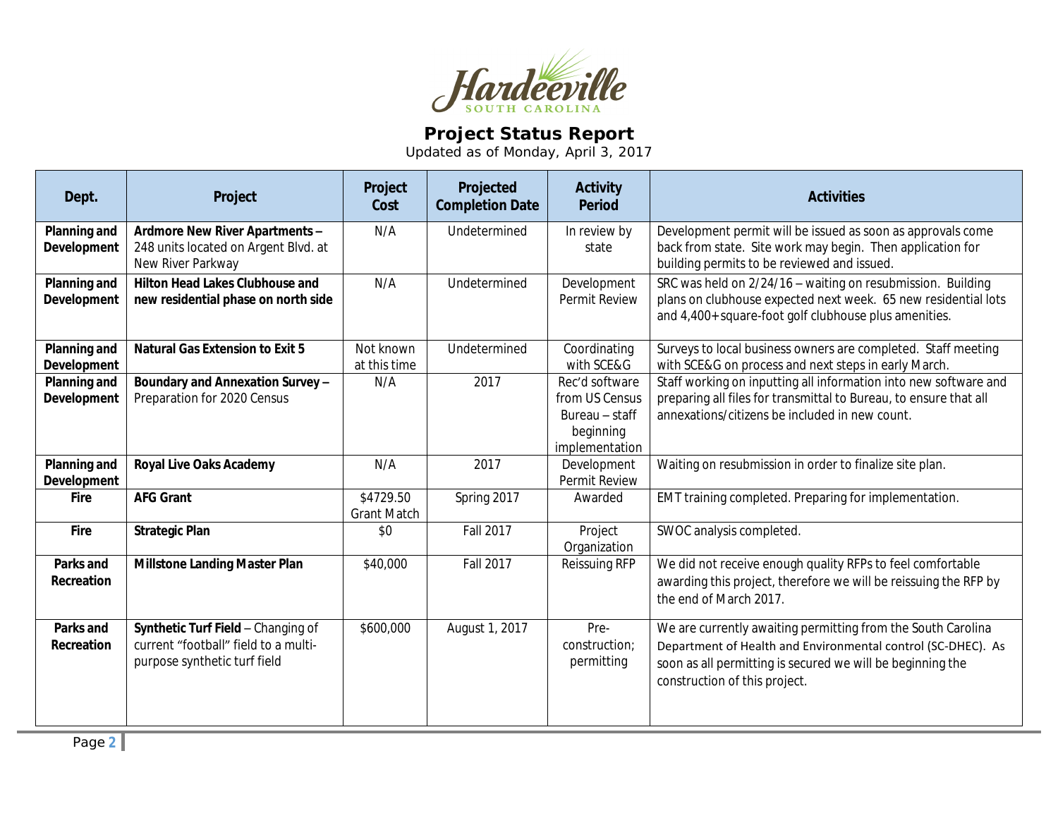Hardeeville
SOUTH CAROLINA

# Project Status Report

Updated as of Monday, April 3, 2017

| Dept. | Project | Project Cost | Projected Completion Date | Activity Period | Activities |
|---|---|---|---|---|---|
| **Planning and Development** | **Ardmore New River Apartments –** 248 units located on Argent Blvd. at New River Parkway | N/A | Undetermined | In review by state | Development permit will be issued as soon as approvals come back from state. Site work may begin. Then application for building permits to be reviewed and issued. |
| **Planning and Development** | **Hilton Head Lakes Clubhouse and new residential phase on north side** | N/A | Undetermined | Development Permit Review | SRC was held on 2/24/16 – waiting on resubmission. Building plans on clubhouse expected next week. 65 new residential lots and 4,400+ square-foot golf clubhouse plus amenities. |
| **Planning and Development** | **Natural Gas Extension to Exit 5** | Not known at this time | Undetermined | Coordinating with SCE&G | Surveys to local business owners are completed. Staff meeting with SCE&G on process and next steps in early March. |
| **Planning and Development** | **Boundary and Annexation Survey –** Preparation for 2020 Census | N/A | 2017 | Rec'd software from US Census Bureau – staff beginning implementation | Staff working on inputting all information into new software and preparing all files for transmittal to Bureau, to ensure that all annexations/citizens be included in new count. |
| **Planning and Development** | **Royal Live Oaks Academy** | N/A | 2017 | Development Permit Review | Waiting on resubmission in order to finalize site plan. |
| **Fire** | **AFG Grant** | $4729.50 Grant Match | Spring 2017 | Awarded | EMT training completed. Preparing for implementation. |
| **Fire** | **Strategic Plan** | $0 | Fall 2017 | Project Organization | SWOC analysis completed. |
| **Parks and Recreation** | **Millstone Landing Master Plan** | $40,000 | Fall 2017 | Reissuing RFP | We did not receive enough quality RFPs to feel comfortable awarding this project, therefore we will be reissuing the RFP by the end of March 2017. |
| **Parks and Recreation** | **Synthetic Turf Field** – Changing of current "football" field to a multi-purpose synthetic turf field | $600,000 | August 1, 2017 | Pre-construction; permitting | We are currently awaiting permitting from the South Carolina Department of Health and Environmental control (SC-DHEC). As soon as all permitting is secured we will be beginning the construction of this project. |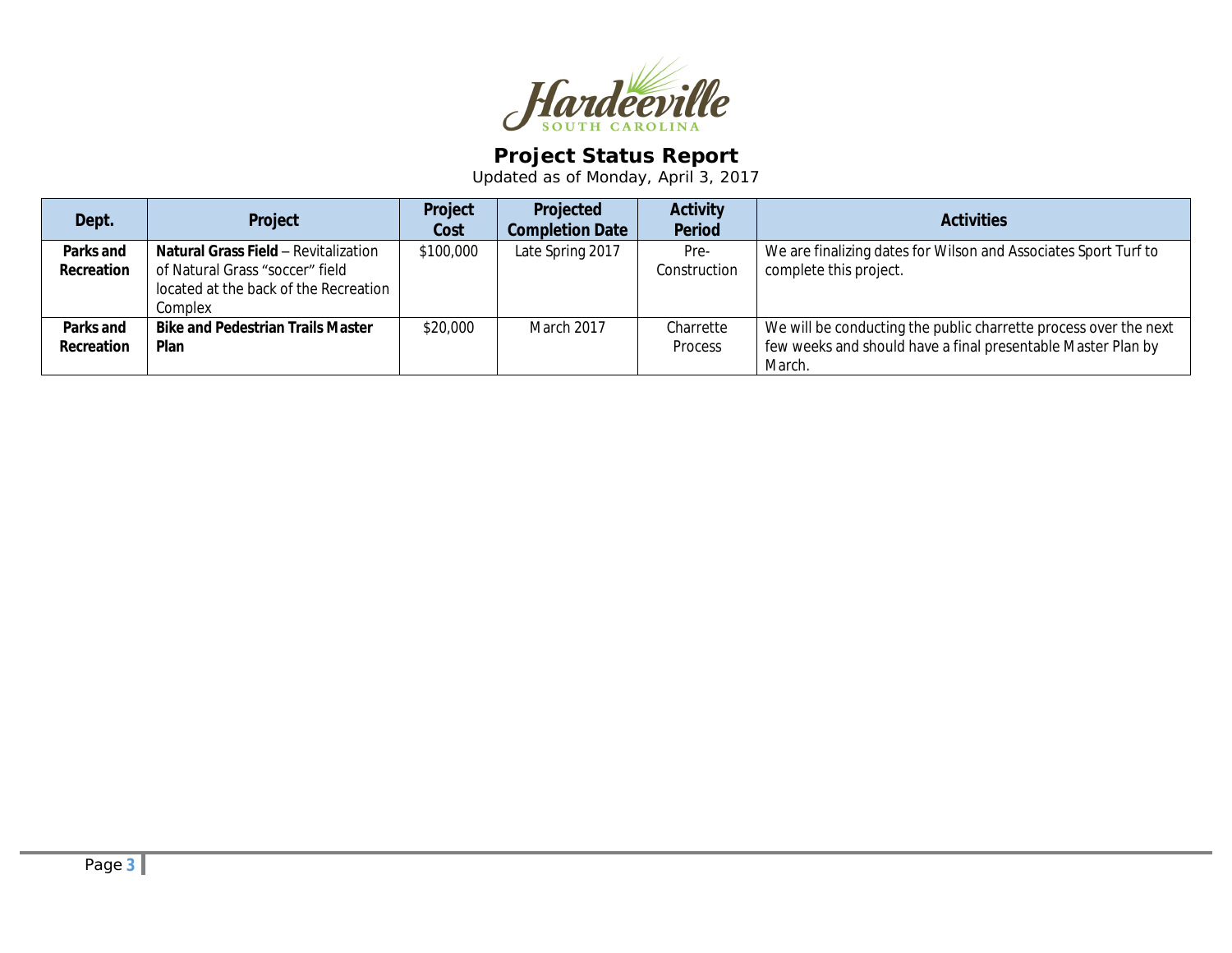Hardeeville
SOUTH CAROLINA

# Project Status Report

Updated as of Monday, April 3, 2017

| Dept. | Project | Project Cost | Projected Completion Date | Activity Period | Activities |
|---|---|---|---|---|---|
| **Parks and Recreation** | **Natural Grass Field** – Revitalization of Natural Grass "soccer" field located at the back of the Recreation Complex | $100,000 | Late Spring 2017 | Pre-Construction | We are finalizing dates for Wilson and Associates Sport Turf to complete this project. |
| **Parks and Recreation** | **Bike and Pedestrian Trails Master Plan** | $20,000 | March 2017 | Charrette Process | We will be conducting the public charrette process over the next few weeks and should have a final presentable Master Plan by March. |